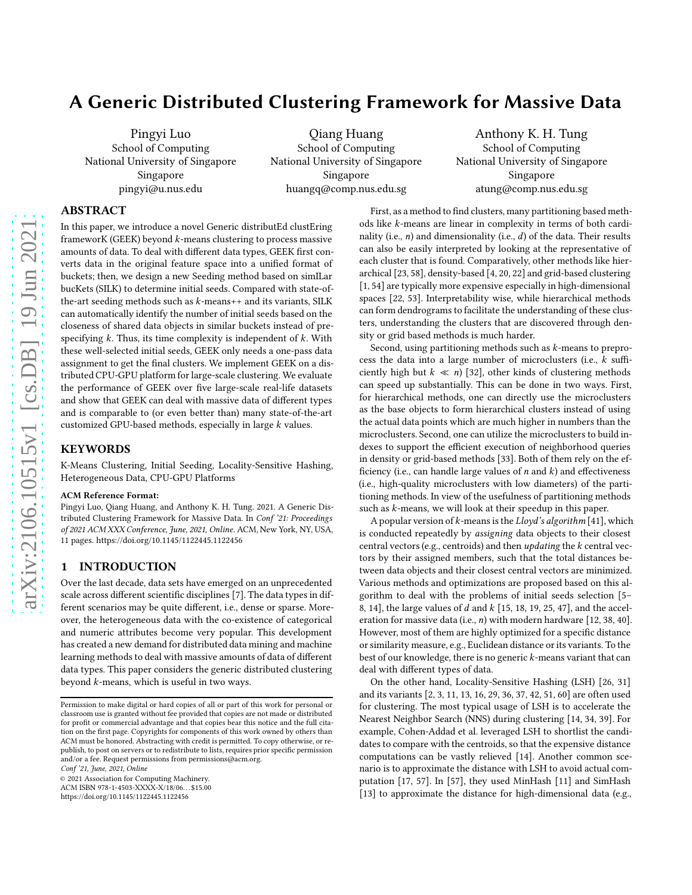# A Generic Distributed Clustering Framework for Massive Data

Pingyi Luo
School of Computing
National University of Singapore
Singapore
pingyi@u.nus.edu

Qiang Huang
School of Computing
National University of Singapore
Singapore
huangq@comp.nus.edu.sg

Anthony K. H. Tung
School of Computing
National University of Singapore
Singapore
atung@comp.nus.edu.sg

## ABSTRACT

In this paper, we introduce a novel Generic distributEd clustEring frameworK (GEEK) beyond $k$-means clustering to process massive amounts of data. To deal with different data types, GEEK first converts data in the original feature space into a unified format of buckets; then, we design a new Seeding method based on simILar bucKets (SILK) to determine initial seeds. Compared with state-of-the-art seeding methods such as $k$-means++ and its variants, SILK can automatically identify the number of initial seeds based on the closeness of shared data objects in similar buckets instead of pre-specifying $k$. Thus, its time complexity is independent of $k$. With these well-selected initial seeds, GEEK only needs a one-pass data assignment to get the final clusters. We implement GEEK on a distributed CPU-GPU platform for large-scale clustering. We evaluate the performance of GEEK over five large-scale real-life datasets and show that GEEK can deal with massive data of different types and is comparable to (or even better than) many state-of-the-art customized GPU-based methods, especially in large $k$ values.

## KEYWORDS

K-Means Clustering, Initial Seeding, Locality-Sensitive Hashing, Heterogeneous Data, CPU-GPU Platforms

**ACM Reference Format:**

Pingyi Luo, Qiang Huang, and Anthony K. H. Tung. 2021. A Generic Distributed Clustering Framework for Massive Data. In *Conf '21: Proceedings of 2021 ACM XXX Conference, June, 2021, Online.* ACM, New York, NY, USA, 11 pages. https://doi.org/10.1145/1122445.1122456

## 1 INTRODUCTION

Over the last decade, data sets have emerged on an unprecedented scale across different scientific disciplines [7]. The data types in different scenarios may be quite different, i.e., dense or sparse. Moreover, the heterogeneous data with the co-existence of categorical and numeric attributes become very popular. This development has created a new demand for distributed data mining and machine learning methods to deal with massive amounts of data of different data types. This paper considers the generic distributed clustering beyond $k$-means, which is useful in two ways.

First, as a method to find clusters, many partitioning based methods like $k$-means are linear in complexity in terms of both cardinality (i.e., $n$) and dimensionality (i.e., $d$) of the data. Their results can also be easily interpreted by looking at the representative of each cluster that is found. Comparatively, other methods like hierarchical [23, 58], density-based [4, 20, 22] and grid-based clustering [1, 54] are typically more expensive especially in high-dimensional spaces [22, 53]. Interpretability wise, while hierarchical methods can form dendrograms to facilitate the understanding of these clusters, understanding the clusters that are discovered through density or grid based methods is much harder.

Second, using partitioning methods such as $k$-means to preprocess the data into a large number of microclusters (i.e., $k$ sufficiently high but $k \ll n$) [32], other kinds of clustering methods can speed up substantially. This can be done in two ways. First, for hierarchical methods, one can directly use the microclusters as the base objects to form hierarchical clusters instead of using the actual data points which are much higher in numbers than the microclusters. Second, one can utilize the microclusters to build indexes to support the efficient execution of neighborhood queries in density or grid-based methods [33]. Both of them rely on the efficiency (i.e., can handle large values of $n$ and $k$) and effectiveness (i.e., high-quality microclusters with low diameters) of the partitioning methods. In view of the usefulness of partitioning methods such as $k$-means, we will look at their speedup in this paper.

A popular version of $k$-means is the *Lloyd's algorithm* [41], which is conducted repeatedly by *assigning* data objects to their closest central vectors (e.g., centroids) and then *updating* the $k$ central vectors by their assigned members, such that the total distances between data objects and their closest central vectors are minimized. Various methods and optimizations are proposed based on this algorithm to deal with the problems of initial seeds selection [5–8, 14], the large values of $d$ and $k$ [15, 18, 19, 25, 47], and the acceleration for massive data (i.e., $n$) with modern hardware [12, 38, 40]. However, most of them are highly optimized for a specific distance or similarity measure, e.g., Euclidean distance or its variants. To the best of our knowledge, there is no generic $k$-means variant that can deal with different types of data.

On the other hand, Locality-Sensitive Hashing (LSH) [26, 31] and its variants [2, 3, 11, 13, 16, 29, 36, 37, 42, 51, 60] are often used for clustering. The most typical usage of LSH is to accelerate the Nearest Neighbor Search (NNS) during clustering [14, 34, 39]. For example, Cohen-Addad et al. leveraged LSH to shortlist the candidates to compare with the centroids, so that the expensive distance computations can be vastly relieved [14]. Another common scenario is to approximate the distance with LSH to avoid actual computation [17, 57]. In [57], they used MinHash [11] and SimHash [13] to approximate the distance for high-dimensional data (e.g.,

Permission to make digital or hard copies of all or part of this work for personal or classroom use is granted without fee provided that copies are not made or distributed for profit or commercial advantage and that copies bear this notice and the full citation on the first page. Copyrights for components of this work owned by others than ACM must be honored. Abstracting with credit is permitted. To copy otherwise, or republish, to post on servers or to redistribute to lists, requires prior specific permission and/or a fee. Request permissions from permissions@acm.org.
*Conf '21, June, 2021, Online*
© 2021 Association for Computing Machinery.
ACM ISBN 978-1-4503-XXXX-X/18/06...$15.00
https://doi.org/10.1145/1122445.1122456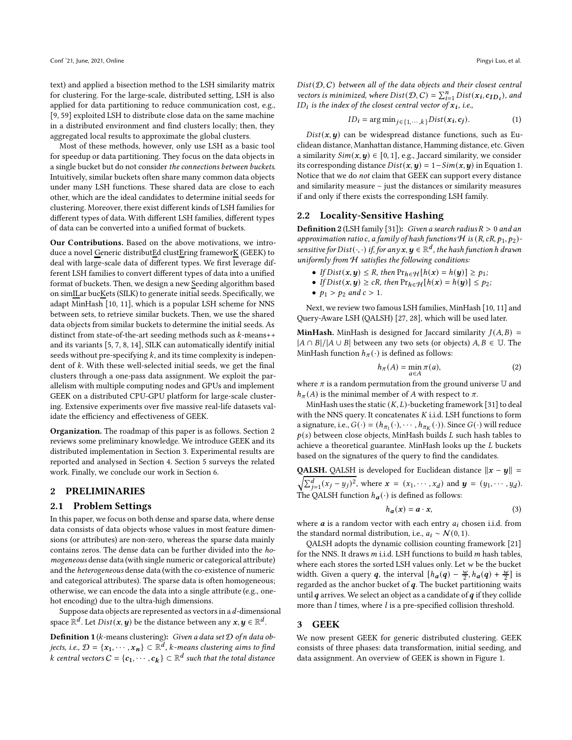text) and applied a bisection method to the LSH similarity matrix for clustering. For the large-scale, distributed setting, LSH is also applied for data partitioning to reduce communication cost, e.g., [9, 59] exploited LSH to distribute close data on the same machine in a distributed environment and find clusters locally; then, they aggregated local results to approximate the global clusters.

Most of these methods, however, only use LSH as a basic tool for speedup or data partitioning. They focus on the data objects in a single bucket but do not consider *the connections between buckets*. Intuitively, similar buckets often share many common data objects under many LSH functions. These shared data are close to each other, which are the ideal candidates to determine initial seeds for clustering. Moreover, there exist different kinds of LSH families for different types of data. With different LSH families, different types of data can be converted into a unified format of buckets.

**Our Contributions.** Based on the above motivations, we introduce a novel Generic distributEd clustEring frameworK (GEEK) to deal with large-scale data of different types. We first leverage different LSH families to convert different types of data into a unified format of buckets. Then, we design a new Seeding algorithm based on simILar bucKets (SILK) to generate initial seeds. Specifically, we adapt MinHash [10, 11], which is a popular LSH scheme for NNS between sets, to retrieve similar buckets. Then, we use the shared data objects from similar buckets to determine the initial seeds. As distinct from state-of-the-art seeding methods such as $k$-means++ and its variants [5, 7, 8, 14], SILK can automatically identify initial seeds without pre-specifying $k$, and its time complexity is independent of $k$. With these well-selected initial seeds, we get the final clusters through a one-pass data assignment. We exploit the parallelism with multiple computing nodes and GPUs and implement GEEK on a distributed CPU-GPU platform for large-scale clustering. Extensive experiments over five massive real-life datasets validate the efficiency and effectiveness of GEEK.

**Organization.** The roadmap of this paper is as follows. Section 2 reviews some preliminary knowledge. We introduce GEEK and its distributed implementation in Section 3. Experimental results are reported and analysed in Section 4. Section 5 surveys the related work. Finally, we conclude our work in Section 6.

## 2 PRELIMINARIES

### 2.1 Problem Settings

In this paper, we focus on both dense and sparse data, where dense data consists of data objects whose values in most feature dimensions (or attributes) are non-zero, whereas the sparse data mainly contains zeros. The dense data can be further divided into the *homogeneous* dense data (with single numeric or categorical attribute) and the *heterogeneous* dense data (with the co-existence of numeric and categorical attributes). The sparse data is often homogeneous; otherwise, we can encode the data into a single attribute (e.g., one-hot encoding) due to the ultra-high dimensions.

Suppose data objects are represented as vectors in a $d$-dimensional space $\mathbb{R}^d$. Let $Dist(\boldsymbol{x}, \boldsymbol{y})$ be the distance between any $\boldsymbol{x}, \boldsymbol{y} \in \mathbb{R}^d$.

**Definition 1** ($k$-means clustering)**:** *Given a data set $\mathcal{D}$ of $n$ data objects, i.e., $\mathcal{D} = \{\boldsymbol{x_1}, \cdots, \boldsymbol{x_n}\} \subset \mathbb{R}^d$, $k$-means clustering aims to find $k$ central vectors $C = \{\boldsymbol{c_1}, \cdots, \boldsymbol{c_k}\} \subset \mathbb{R}^d$ such that the total distance $Dist(\mathcal{D}, C)$ between all of the data objects and their closest central vectors is minimized, where $Dist(\mathcal{D}, C) = \sum_{i=1}^{n} Dist(\boldsymbol{x_i}, \boldsymbol{c_{ID_i}})$, and $ID_i$ is the index of the closest central vector of $\boldsymbol{x_i}$, i.e.,*

$$ID_i = \arg\min_{j \in \{1, \cdots, k\}} Dist(\boldsymbol{x_i}, \boldsymbol{c_j}). \tag{1}$$

$Dist(\boldsymbol{x}, \boldsymbol{y})$ can be widespread distance functions, such as Euclidean distance, Manhattan distance, Hamming distance, etc. Given a similarity $Sim(\boldsymbol{x}, \boldsymbol{y}) \in [0, 1]$, e.g., Jaccard similarity, we consider its corresponding distance $Dist(\boldsymbol{x}, \boldsymbol{y}) = 1 - Sim(\boldsymbol{x}, \boldsymbol{y})$ in Equation 1. Notice that we do *not* claim that GEEK can support every distance and similarity measure – just the distances or similarity measures if and only if there exists the corresponding LSH family.

### 2.2 Locality-Sensitive Hashing

**Definition 2** (LSH family [31])**:** *Given a search radius $R > 0$ and an approximation ratio $c$, a family of hash functions $\mathcal{H}$ is $(R, cR, p_1, p_2)$-sensitive for $Dist(\cdot, \cdot)$ if, for any $\boldsymbol{x}, \boldsymbol{y} \in \mathbb{R}^d$, the hash function $h$ drawn uniformly from $\mathcal{H}$ satisfies the following conditions:*

- *If $Dist(\boldsymbol{x}, \boldsymbol{y}) \leq R$, then $\Pr_{h \in \mathcal{H}}[h(\boldsymbol{x}) = h(\boldsymbol{y})] \geq p_1$;*
- *If $Dist(\boldsymbol{x}, \boldsymbol{y}) \geq cR$, then $\Pr_{h \in \mathcal{H}}[h(\boldsymbol{x}) = h(\boldsymbol{y})] \leq p_2$;*
- *$p_1 > p_2$ and $c > 1$.*

Next, we review two famous LSH families, MinHash [10, 11] and Query-Aware LSH (QALSH) [27, 28], which will be used later.

**MinHash.** MinHash is designed for Jaccard similarity $J(A, B) = |A \cap B| / |A \cup B|$ between any two sets (or objects) $A, B \in \mathbb{U}$. The MinHash function $h_\pi(\cdot)$ is defined as follows:

$$h_\pi(A) = \min_{a \in A} \pi(a), \tag{2}$$

where $\pi$ is a random permutation from the ground universe $\mathbb{U}$ and $h_\pi(A)$ is the minimal member of $A$ with respect to $\pi$.

MinHash uses the static $(K, L)$-bucketing framework [31] to deal with the NNS query. It concatenates $K$ i.i.d. LSH functions to form a signature, i.e., $G(\cdot) = (h_{\pi_1}(\cdot), \cdots, h_{\pi_K}(\cdot))$. Since $G(\cdot)$ will reduce $p(s)$ between close objects, MinHash builds $L$ such hash tables to achieve a theoretical guarantee. MinHash looks up the $L$ buckets based on the signatures of the query to find the candidates.

**QALSH.** QALSH is developed for Euclidean distance $\|\boldsymbol{x} - \boldsymbol{y}\| = \sqrt{\sum_{j=1}^{d} (x_j - y_j)^2}$, where $\boldsymbol{x} = (x_1, \cdots, x_d)$ and $\boldsymbol{y} = (y_1, \cdots, y_d)$. The QALSH function $h_{\boldsymbol{a}}(\cdot)$ is defined as follows:

$$h_{\boldsymbol{a}}(\boldsymbol{x}) = \boldsymbol{a} \cdot \boldsymbol{x}, \tag{3}$$

where $\boldsymbol{a}$ is a random vector with each entry $a_i$ chosen i.i.d. from the standard normal distribution, i.e., $a_i \sim \mathcal{N}(0, 1)$.

QALSH adopts the dynamic collision counting framework [21] for the NNS. It draws $m$ i.i.d. LSH functions to build $m$ hash tables, where each stores the sorted LSH values only. Let $w$ be the bucket width. Given a query $\boldsymbol{q}$, the interval $[h_{\boldsymbol{a}}(\boldsymbol{q}) - \frac{w}{2}, h_{\boldsymbol{a}}(\boldsymbol{q}) + \frac{w}{2}]$ is regarded as the anchor bucket of $\boldsymbol{q}$. The bucket partitioning waits until $\boldsymbol{q}$ arrives. We select an object as a candidate of $\boldsymbol{q}$ if they collide more than $l$ times, where $l$ is a pre-specified collision threshold.

## 3 GEEK

We now present GEEK for generic distributed clustering. GEEK consists of three phases: data transformation, initial seeding, and data assignment. An overview of GEEK is shown in Figure 1.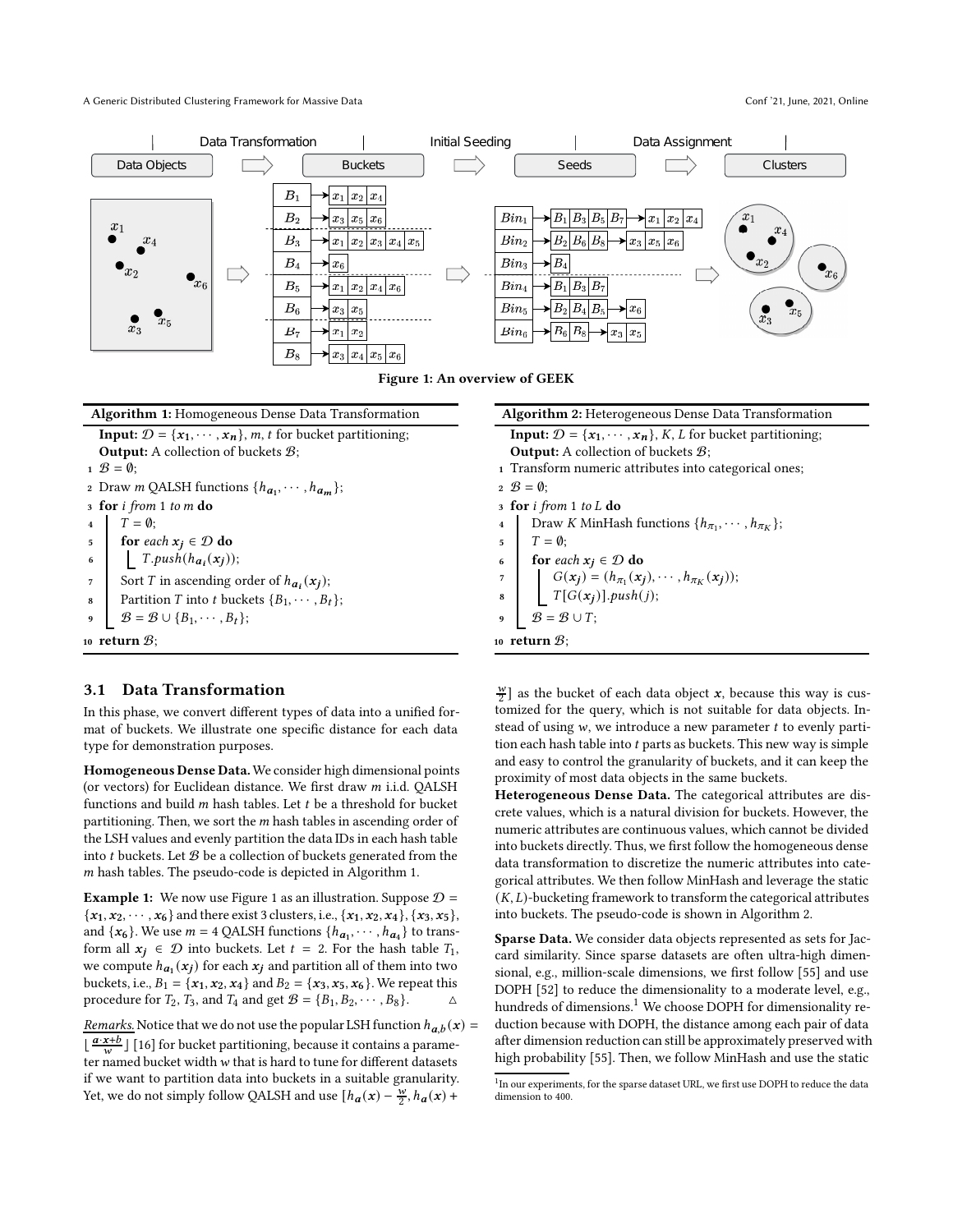Figure 1: An overview of GEEK

**Algorithm 1:** Homogeneous Dense Data Transformation

**Input:** $\mathcal{D} = \{x_1, \cdots, x_n\}$, $m$, $t$ for bucket partitioning;
**Output:** A collection of buckets $\mathcal{B}$;

```
1  B = ∅;
2  Draw m QALSH functions {h_{a_1}, ..., h_{a_m}};
3  for i from 1 to m do
4      T = ∅;
5      for each x_j ∈ D do
6          T.push(h_{a_i}(x_j));
7      Sort T in ascending order of h_{a_i}(x_j);
8      Partition T into t buckets {B_1, ..., B_t};
9      B = B ∪ {B_1, ..., B_t};
10 return B;
```

**Algorithm 2:** Heterogeneous Dense Data Transformation

**Input:** $\mathcal{D} = \{x_1, \cdots, x_n\}$, $K$, $L$ for bucket partitioning;
**Output:** A collection of buckets $\mathcal{B}$;

```
1  Transform numeric attributes into categorical ones;
2  B = ∅;
3  for i from 1 to L do
4      Draw K MinHash functions {h_{π_1}, ..., h_{π_K}};
5      T = ∅;
6      for each x_j ∈ D do
7          G(x_j) = (h_{π_1}(x_j), ..., h_{π_K}(x_j));
8          T[G(x_j)].push(j);
9      B = B ∪ T;
10 return B;
```

### 3.1 Data Transformation

In this phase, we convert different types of data into a unified format of buckets. We illustrate one specific distance for each data type for demonstration purposes.

**Homogeneous Dense Data.** We consider high dimensional points (or vectors) for Euclidean distance. We first draw $m$ i.i.d. QALSH functions and build $m$ hash tables. Let $t$ be a threshold for bucket partitioning. Then, we sort the $m$ hash tables in ascending order of the LSH values and evenly partition the data IDs in each hash table into $t$ buckets. Let $\mathcal{B}$ be a collection of buckets generated from the $m$ hash tables. The pseudo-code is depicted in Algorithm 1.

**Example 1:** We now use Figure 1 as an illustration. Suppose $\mathcal{D} = \{x_1, x_2, \cdots, x_6\}$ and there exist 3 clusters, i.e., $\{x_1, x_2, x_4\}$, $\{x_3, x_5\}$, and $\{x_6\}$. We use $m = 4$ QALSH functions $\{h_{a_1}, \cdots, h_{a_4}\}$ to transform all $x_j \in \mathcal{D}$ into buckets. Let $t = 2$. For the hash table $T_1$, we compute $h_{a_1}(x_j)$ for each $x_j$ and partition all of them into two buckets, i.e., $B_1 = \{x_1, x_2, x_4\}$ and $B_2 = \{x_3, x_5, x_6\}$. We repeat this procedure for $T_2$, $T_3$, and $T_4$ and get $\mathcal{B} = \{B_1, B_2, \cdots, B_8\}$. △

*Remarks.* Notice that we do not use the popular LSH function $h_{a,b}(x) = \lfloor \frac{a \cdot x + b}{w} \rfloor$ [16] for bucket partitioning, because it contains a parameter named bucket width $w$ that is hard to tune for different datasets if we want to partition data into buckets in a suitable granularity. Yet, we do not simply follow QALSH and use $[h_a(x) - \frac{w}{2}, h_a(x) + \frac{w}{2}]$ as the bucket of each data object $x$, because this way is customized for the query, which is not suitable for data objects. Instead of using $w$, we introduce a new parameter $t$ to evenly partition each hash table into $t$ parts as buckets. This new way is simple and easy to control the granularity of buckets, and it can keep the proximity of most data objects in the same buckets.

**Heterogeneous Dense Data.** The categorical attributes are discrete values, which is a natural division for buckets. However, the numeric attributes are continuous values, which cannot be divided into buckets directly. Thus, we first follow the homogeneous dense data transformation to discretize the numeric attributes into categorical attributes. We then follow MinHash and leverage the static $(K, L)$-bucketing framework to transform the categorical attributes into buckets. The pseudo-code is shown in Algorithm 2.

**Sparse Data.** We consider data objects represented as sets for Jaccard similarity. Since sparse datasets are often ultra-high dimensional, e.g., million-scale dimensions, we first follow [55] and use DOPH [52] to reduce the dimensionality to a moderate level, e.g., hundreds of dimensions.[1] We choose DOPH for dimensionality reduction because with DOPH, the distance among each pair of data after dimension reduction can still be approximately preserved with high probability [55]. Then, we follow MinHash and use the static

[1] In our experiments, for the sparse dataset URL, we first use DOPH to reduce the data dimension to 400.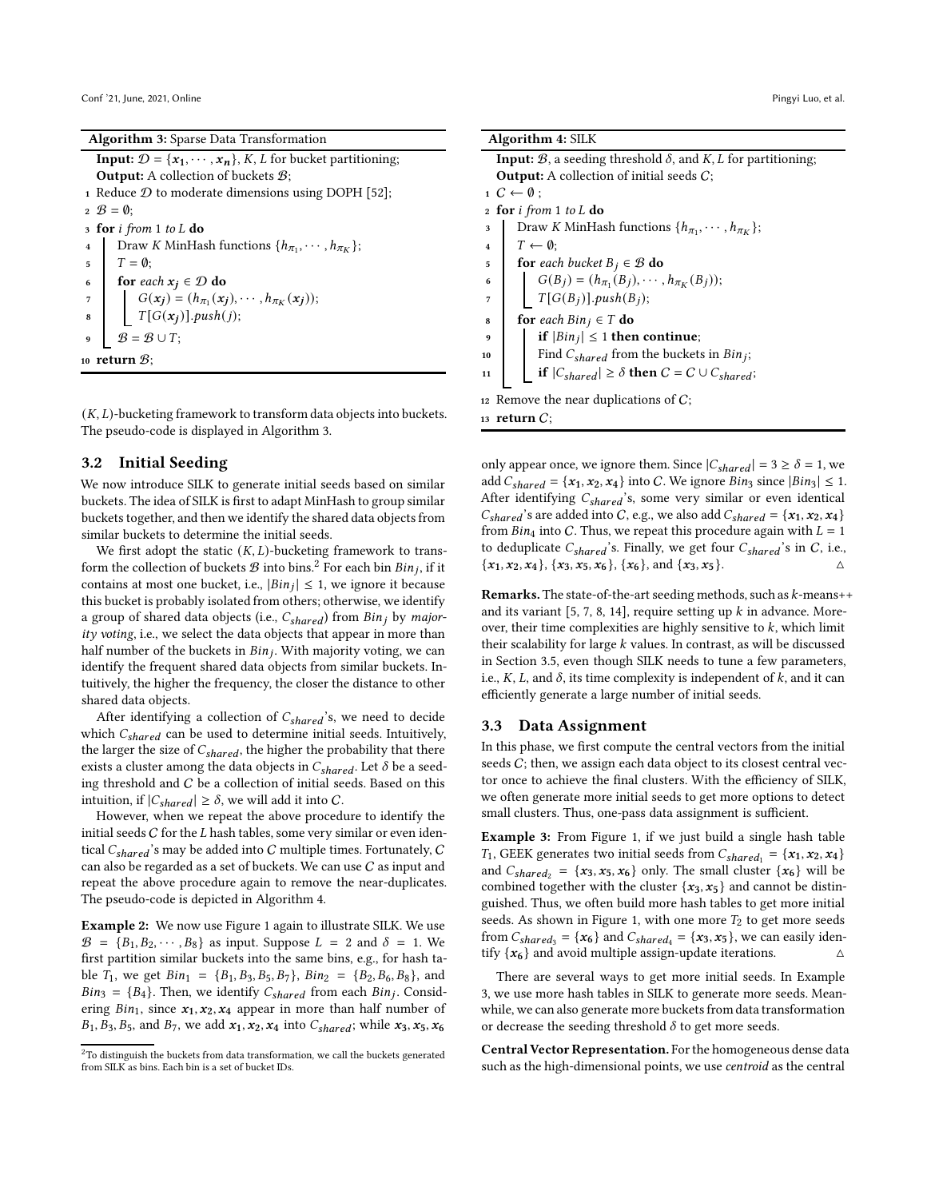**Algorithm 3:** Sparse Data Transformation

**Input:** $\mathcal{D} = \{\boldsymbol{x_1}, \cdots, \boldsymbol{x_n}\}$, $K$, $L$ for bucket partitioning;
**Output:** A collection of buckets $\mathcal{B}$;

```
1  Reduce D to moderate dimensions using DOPH [52];
2  B = ∅;
3  for i from 1 to L do
4      Draw K MinHash functions {h_π1, ..., h_πK};
5      T = ∅;
6      for each x_j ∈ D do
7          G(x_j) = (h_π1(x_j), ..., h_πK(x_j));
8          T[G(x_j)].push(j);
9      B = B ∪ T;
10 return B;
```

$(K, L)$-bucketing framework to transform data objects into buckets. The pseudo-code is displayed in Algorithm 3.

## 3.2 Initial Seeding

We now introduce SILK to generate initial seeds based on similar buckets. The idea of SILK is first to adapt MinHash to group similar buckets together, and then we identify the shared data objects from similar buckets to determine the initial seeds.

We first adopt the static $(K, L)$-bucketing framework to transform the collection of buckets $\mathcal{B}$ into bins.[2] For each bin $Bin_j$, if it contains at most one bucket, i.e., $|Bin_j| \leq 1$, we ignore it because this bucket is probably isolated from others; otherwise, we identify a group of shared data objects (i.e., $C_{shared}$) from $Bin_j$ by *majority voting*, i.e., we select the data objects that appear in more than half number of the buckets in $Bin_j$. With majority voting, we can identify the frequent shared data objects from similar buckets. Intuitively, the higher the frequency, the closer the distance to other shared data objects.

After identifying a collection of $C_{shared}$'s, we need to decide which $C_{shared}$ can be used to determine initial seeds. Intuitively, the larger the size of $C_{shared}$, the higher the probability that there exists a cluster among the data objects in $C_{shared}$. Let $\delta$ be a seeding threshold and $C$ be a collection of initial seeds. Based on this intuition, if $|C_{shared}| \geq \delta$, we will add it into $C$.

However, when we repeat the above procedure to identify the initial seeds $C$ for the $L$ hash tables, some very similar or even identical $C_{shared}$'s may be added into $C$ multiple times. Fortunately, $C$ can also be regarded as a set of buckets. We can use $C$ as input and repeat the above procedure again to remove the near-duplicates. The pseudo-code is depicted in Algorithm 4.

**Example 2:** We now use Figure 1 again to illustrate SILK. We use $\mathcal{B} = \{B_1, B_2, \cdots, B_8\}$ as input. Suppose $L = 2$ and $\delta = 1$. We first partition similar buckets into the same bins, e.g., for hash table $T_1$, we get $Bin_1 = \{B_1, B_3, B_5, B_7\}$, $Bin_2 = \{B_2, B_6, B_8\}$, and $Bin_3 = \{B_4\}$. Then, we identify $C_{shared}$ from each $Bin_j$. Considering $Bin_1$, since $\boldsymbol{x_1}, \boldsymbol{x_2}, \boldsymbol{x_4}$ appear in more than half number of $B_1, B_3, B_5$, and $B_7$, we add $\boldsymbol{x_1}, \boldsymbol{x_2}, \boldsymbol{x_4}$ into $C_{shared}$; while $\boldsymbol{x_3}, \boldsymbol{x_5}, \boldsymbol{x_6}$ only appear once, we ignore them. Since $|C_{shared}| = 3 \geq \delta = 1$, we add $C_{shared} = \{\boldsymbol{x_1}, \boldsymbol{x_2}, \boldsymbol{x_4}\}$ into $C$. We ignore $Bin_3$ since $|Bin_3| \leq 1$. After identifying $C_{shared}$'s, some very similar or even identical $C_{shared}$'s are added into $C$, e.g., we also add $C_{shared} = \{\boldsymbol{x_1}, \boldsymbol{x_2}, \boldsymbol{x_4}\}$ from $Bin_4$ into $C$. Thus, we repeat this procedure again with $L = 1$ to deduplicate $C_{shared}$'s. Finally, we get four $C_{shared}$'s in $C$, i.e., $\{\boldsymbol{x_1}, \boldsymbol{x_2}, \boldsymbol{x_4}\}$, $\{\boldsymbol{x_3}, \boldsymbol{x_5}, \boldsymbol{x_6}\}$, $\{\boldsymbol{x_6}\}$, and $\{\boldsymbol{x_3}, \boldsymbol{x_5}\}$. △

**Algorithm 4:** SILK

**Input:** $\mathcal{B}$, a seeding threshold $\delta$, and $K$, $L$ for partitioning;
**Output:** A collection of initial seeds $C$;

```
1  C ← ∅;
2  for i from 1 to L do
3      Draw K MinHash functions {h_π1, ..., h_πK};
4      T ← ∅;
5      for each bucket B_j ∈ B do
6          G(B_j) = (h_π1(B_j), ..., h_πK(B_j));
7          T[G(B_j)].push(B_j);
8      for each Bin_j ∈ T do
9          if |Bin_j| ≤ 1 then continue;
10         Find C_shared from the buckets in Bin_j;
11         if |C_shared| ≥ δ then C = C ∪ C_shared;
12 Remove the near duplications of C;
13 return C;
```

**Remarks.** The state-of-the-art seeding methods, such as $k$-means++ and its variant [5, 7, 8, 14], require setting up $k$ in advance. Moreover, their time complexities are highly sensitive to $k$, which limit their scalability for large $k$ values. In contrast, as will be discussed in Section 3.5, even though SILK needs to tune a few parameters, i.e., $K$, $L$, and $\delta$, its time complexity is independent of $k$, and it can efficiently generate a large number of initial seeds.

## 3.3 Data Assignment

In this phase, we first compute the central vectors from the initial seeds $C$; then, we assign each data object to its closest central vector once to achieve the final clusters. With the efficiency of SILK, we often generate more initial seeds to get more options to detect small clusters. Thus, one-pass data assignment is sufficient.

**Example 3:** From Figure 1, if we just build a single hash table $T_1$, GEEK generates two initial seeds from $C_{shared_1} = \{\boldsymbol{x_1}, \boldsymbol{x_2}, \boldsymbol{x_4}\}$ and $C_{shared_2} = \{\boldsymbol{x_3}, \boldsymbol{x_5}, \boldsymbol{x_6}\}$ only. The small cluster $\{\boldsymbol{x_6}\}$ will be combined together with the cluster $\{\boldsymbol{x_3}, \boldsymbol{x_5}\}$ and cannot be distinguished. Thus, we often build more hash tables to get more initial seeds. As shown in Figure 1, with one more $T_2$ to get more seeds from $C_{shared_3} = \{\boldsymbol{x_6}\}$ and $C_{shared_4} = \{\boldsymbol{x_3}, \boldsymbol{x_5}\}$, we can easily identify $\{\boldsymbol{x_6}\}$ and avoid multiple assign-update iterations. △

There are several ways to get more initial seeds. In Example 3, we use more hash tables in SILK to generate more seeds. Meanwhile, we can also generate more buckets from data transformation or decrease the seeding threshold $\delta$ to get more seeds.

**Central Vector Representation.** For the homogeneous dense data such as the high-dimensional points, we use *centroid* as the central

[2] To distinguish the buckets from data transformation, we call the buckets generated from SILK as bins. Each bin is a set of bucket IDs.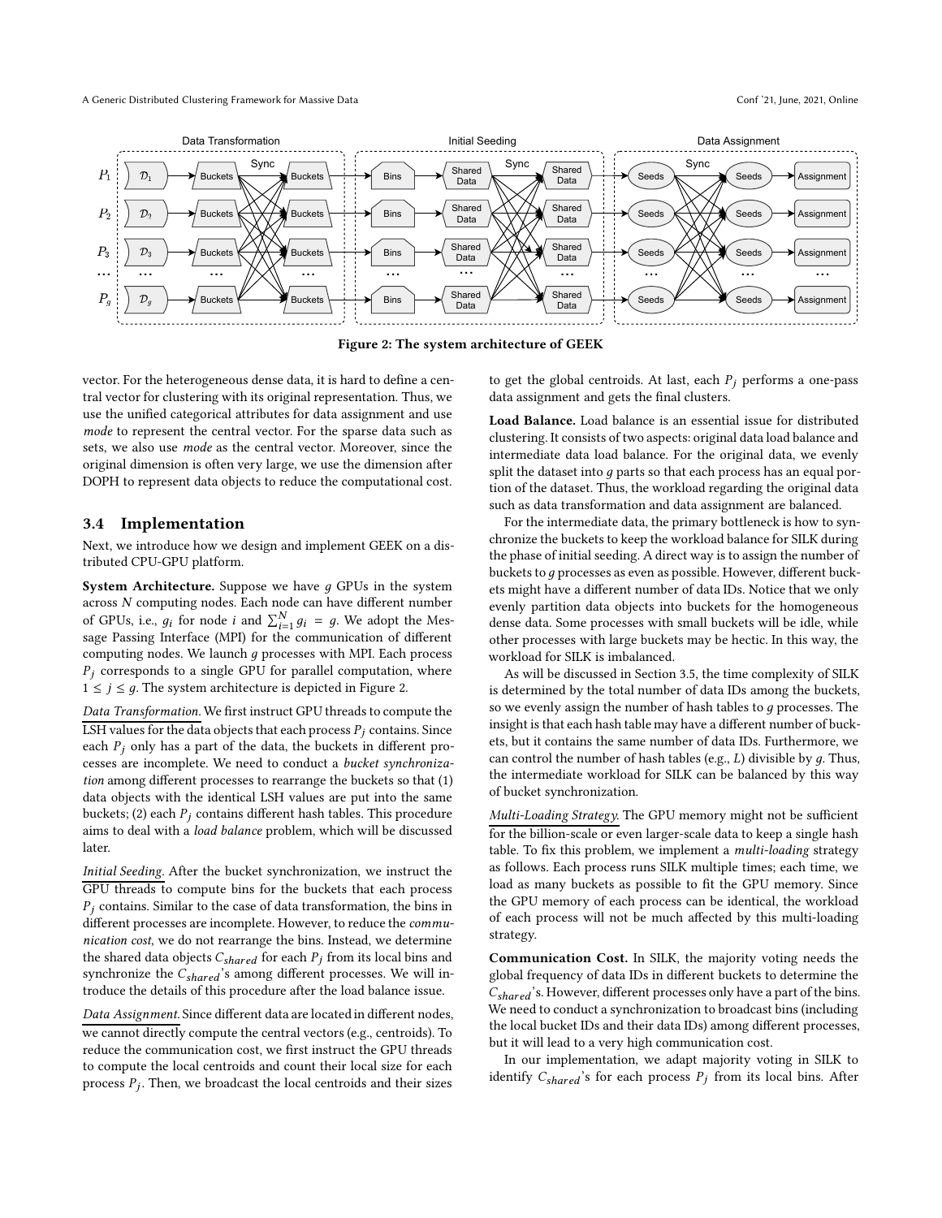Figure 2: The system architecture of GEEK

vector. For the heterogeneous dense data, it is hard to define a central vector for clustering with its original representation. Thus, we use the unified categorical attributes for data assignment and use *mode* to represent the central vector. For the sparse data such as sets, we also use *mode* as the central vector. Moreover, since the original dimension is often very large, we use the dimension after DOPH to represent data objects to reduce the computational cost.

### 3.4 Implementation

Next, we introduce how we design and implement GEEK on a distributed CPU-GPU platform.

**System Architecture.** Suppose we have $g$ GPUs in the system across $N$ computing nodes. Each node can have different number of GPUs, i.e., $g_i$ for node $i$ and $\sum_{i=1}^{N} g_i = g$. We adopt the Message Passing Interface (MPI) for the communication of different computing nodes. We launch $g$ processes with MPI. Each process $P_j$ corresponds to a single GPU for parallel computation, where $1 \leq j \leq g$. The system architecture is depicted in Figure 2.

*Data Transformation.* We first instruct GPU threads to compute the LSH values for the data objects that each process $P_j$ contains. Since each $P_j$ only has a part of the data, the buckets in different processes are incomplete. We need to conduct a *bucket synchronization* among different processes to rearrange the buckets so that (1) data objects with the identical LSH values are put into the same buckets; (2) each $P_j$ contains different hash tables. This procedure aims to deal with a *load balance* problem, which will be discussed later.

*Initial Seeding.* After the bucket synchronization, we instruct the GPU threads to compute bins for the buckets that each process $P_j$ contains. Similar to the case of data transformation, the bins in different processes are incomplete. However, to reduce the *communication cost*, we do not rearrange the bins. Instead, we determine the shared data objects $C_{shared}$ for each $P_j$ from its local bins and synchronize the $C_{shared}$'s among different processes. We will introduce the details of this procedure after the load balance issue.

*Data Assignment.* Since different data are located in different nodes, we cannot directly compute the central vectors (e.g., centroids). To reduce the communication cost, we first instruct the GPU threads to compute the local centroids and count their local size for each process $P_j$. Then, we broadcast the local centroids and their sizes to get the global centroids. At last, each $P_j$ performs a one-pass data assignment and gets the final clusters.

**Load Balance.** Load balance is an essential issue for distributed clustering. It consists of two aspects: original data load balance and intermediate data load balance. For the original data, we evenly split the dataset into $g$ parts so that each process has an equal portion of the dataset. Thus, the workload regarding the original data such as data transformation and data assignment are balanced.

For the intermediate data, the primary bottleneck is how to synchronize the buckets to keep the workload balance for SILK during the phase of initial seeding. A direct way is to assign the number of buckets to $g$ processes as even as possible. However, different buckets might have a different number of data IDs. Notice that we only evenly partition data objects into buckets for the homogeneous dense data. Some processes with small buckets will be idle, while other processes with large buckets may be hectic. In this way, the workload for SILK is imbalanced.

As will be discussed in Section 3.5, the time complexity of SILK is determined by the total number of data IDs among the buckets, so we evenly assign the number of hash tables to $g$ processes. The insight is that each hash table may have a different number of buckets, but it contains the same number of data IDs. Furthermore, we can control the number of hash tables (e.g., $L$) divisible by $g$. Thus, the intermediate workload for SILK can be balanced by this way of bucket synchronization.

*Multi-Loading Strategy.* The GPU memory might not be sufficient for the billion-scale or even larger-scale data to keep a single hash table. To fix this problem, we implement a *multi-loading* strategy as follows. Each process runs SILK multiple times; each time, we load as many buckets as possible to fit the GPU memory. Since the GPU memory of each process can be identical, the workload of each process will not be much affected by this multi-loading strategy.

**Communication Cost.** In SILK, the majority voting needs the global frequency of data IDs in different buckets to determine the $C_{shared}$'s. However, different processes only have a part of the bins. We need to conduct a synchronization to broadcast bins (including the local bucket IDs and their data IDs) among different processes, but it will lead to a very high communication cost.

In our implementation, we adapt majority voting in SILK to identify $C_{shared}$'s for each process $P_j$ from its local bins. After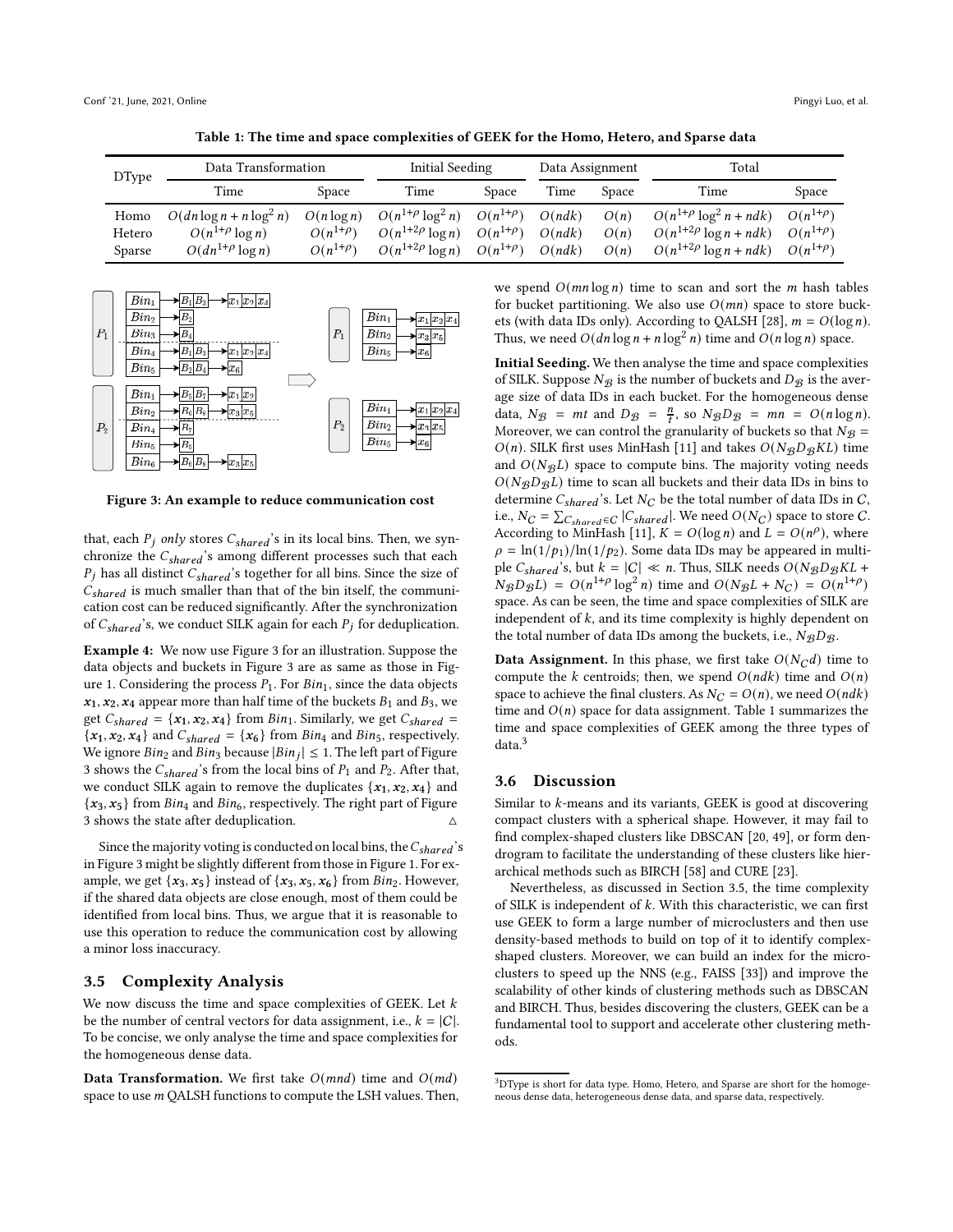Table 1: The time and space complexities of GEEK for the Homo, Hetero, and Sparse data

| DType | Data Transformation | | Initial Seeding | | Data Assignment | | Total | |
|---|---|---|---|---|---|---|---|---|
| | Time | Space | Time | Space | Time | Space | Time | Space |
| Homo | $O(dn\log n + n\log^2 n)$ | $O(n\log n)$ | $O(n^{1+\rho}\log^2 n)$ | $O(n^{1+\rho})$ | $O(ndk)$ | $O(n)$ | $O(n^{1+\rho}\log^2 n + ndk)$ | $O(n^{1+\rho})$ |
| Hetero | $O(n^{1+\rho}\log n)$ | $O(n^{1+\rho})$ | $O(n^{1+2\rho}\log n)$ | $O(n^{1+\rho})$ | $O(ndk)$ | $O(n)$ | $O(n^{1+2\rho}\log n + ndk)$ | $O(n^{1+\rho})$ |
| Sparse | $O(dn^{1+\rho}\log n)$ | $O(n^{1+\rho})$ | $O(n^{1+2\rho}\log n)$ | $O(n^{1+\rho})$ | $O(ndk)$ | $O(n)$ | $O(n^{1+2\rho}\log n + ndk)$ | $O(n^{1+\rho})$ |

Figure 3: An example to reduce communication cost

that, each $P_j$ *only* stores $C_{shared}$'s in its local bins. Then, we synchronize the $C_{shared}$'s among different processes such that each $P_j$ has all distinct $C_{shared}$'s together for all bins. Since the size of $C_{shared}$ is much smaller than that of the bin itself, the communication cost can be reduced significantly. After the synchronization of $C_{shared}$'s, we conduct SILK again for each $P_j$ for deduplication.

**Example 4:** We now use Figure 3 for an illustration. Suppose the data objects and buckets in Figure 3 are as same as those in Figure 1. Considering the process $P_1$. For $Bin_1$, since the data objects $x_1, x_2, x_4$ appear more than half time of the buckets $B_1$ and $B_3$, we get $C_{shared} = \{x_1, x_2, x_4\}$ from $Bin_1$. Similarly, we get $C_{shared} = \{x_1, x_2, x_4\}$ and $C_{shared} = \{x_6\}$ from $Bin_4$ and $Bin_5$, respectively. We ignore $Bin_2$ and $Bin_3$ because $|Bin_j| \leq 1$. The left part of Figure 3 shows the $C_{shared}$'s from the local bins of $P_1$ and $P_2$. After that, we conduct SILK again to remove the duplicates $\{x_1, x_2, x_4\}$ and $\{x_3, x_5\}$ from $Bin_4$ and $Bin_6$, respectively. The right part of Figure 3 shows the state after deduplication. △

Since the majority voting is conducted on local bins, the $C_{shared}$'s in Figure 3 might be slightly different from those in Figure 1. For example, we get $\{x_3, x_5\}$ instead of $\{x_3, x_5, x_6\}$ from $Bin_2$. However, if the shared data objects are close enough, most of them could be identified from local bins. Thus, we argue that it is reasonable to use this operation to reduce the communication cost by allowing a minor loss inaccuracy.

## 3.5 Complexity Analysis

We now discuss the time and space complexities of GEEK. Let $k$ be the number of central vectors for data assignment, i.e., $k = |C|$. To be concise, we only analyse the time and space complexities for the homogeneous dense data.

**Data Transformation.** We first take $O(mnd)$ time and $O(md)$ space to use $m$ QALSH functions to compute the LSH values. Then, we spend $O(mn\log n)$ time to scan and sort the $m$ hash tables for bucket partitioning. We also use $O(mn)$ space to store buckets (with data IDs only). According to QALSH [28], $m = O(\log n)$. Thus, we need $O(dn\log n + n\log^2 n)$ time and $O(n\log n)$ space.

**Initial Seeding.** We then analyse the time and space complexities of SILK. Suppose $N_{\mathcal{B}}$ is the number of buckets and $D_{\mathcal{B}}$ is the average size of data IDs in each bucket. For the homogeneous dense data, $N_{\mathcal{B}} = mt$ and $D_{\mathcal{B}} = \frac{n}{t}$, so $N_{\mathcal{B}}D_{\mathcal{B}} = mn = O(n\log n)$. Moreover, we can control the granularity of buckets so that $N_{\mathcal{B}} = O(n)$. SILK first uses MinHash [11] and takes $O(N_{\mathcal{B}}D_{\mathcal{B}}KL)$ time and $O(N_{\mathcal{B}}L)$ space to compute bins. The majority voting needs $O(N_{\mathcal{B}}D_{\mathcal{B}}L)$ time to scan all buckets and their data IDs in bins to determine $C_{shared}$'s. Let $N_C$ be the total number of data IDs in $C$, i.e., $N_C = \sum_{C_{shared}\in C} |C_{shared}|$. We need $O(N_C)$ space to store $C$. According to MinHash [11], $K = O(\log n)$ and $L = O(n^\rho)$, where $\rho = \ln(1/p_1)/\ln(1/p_2)$. Some data IDs may be appeared in multiple $C_{shared}$'s, but $k = |C| \ll n$. Thus, SILK needs $O(N_{\mathcal{B}}D_{\mathcal{B}}KL + N_{\mathcal{B}}D_{\mathcal{B}}L) = O(n^{1+\rho}\log^2 n)$ time and $O(N_{\mathcal{B}}L + N_C) = O(n^{1+\rho})$ space. As can be seen, the time and space complexities of SILK are independent of $k$, and its time complexity is highly dependent on the total number of data IDs among the buckets, i.e., $N_{\mathcal{B}}D_{\mathcal{B}}$.

**Data Assignment.** In this phase, we first take $O(N_C d)$ time to compute the $k$ centroids; then, we spend $O(ndk)$ time and $O(n)$ space to achieve the final clusters. As $N_C = O(n)$, we need $O(ndk)$ time and $O(n)$ space for data assignment. Table 1 summarizes the time and space complexities of GEEK among the three types of data.[3]

## 3.6 Discussion

Similar to $k$-means and its variants, GEEK is good at discovering compact clusters with a spherical shape. However, it may fail to find complex-shaped clusters like DBSCAN [20, 49], or form dendrogram to facilitate the understanding of these clusters like hierarchical methods such as BIRCH [58] and CURE [23].

Nevertheless, as discussed in Section 3.5, the time complexity of SILK is independent of $k$. With this characteristic, we can first use GEEK to form a large number of microclusters and then use density-based methods to build on top of it to identify complex-shaped clusters. Moreover, we can build an index for the microclusters to speed up the NNS (e.g., FAISS [33]) and improve the scalability of other kinds of clustering methods such as DBSCAN and BIRCH. Thus, besides discovering the clusters, GEEK can be a fundamental tool to support and accelerate other clustering methods.

[3] DType is short for data type. Homo, Hetero, and Sparse are short for the homogeneous dense data, heterogeneous dense data, and sparse data, respectively.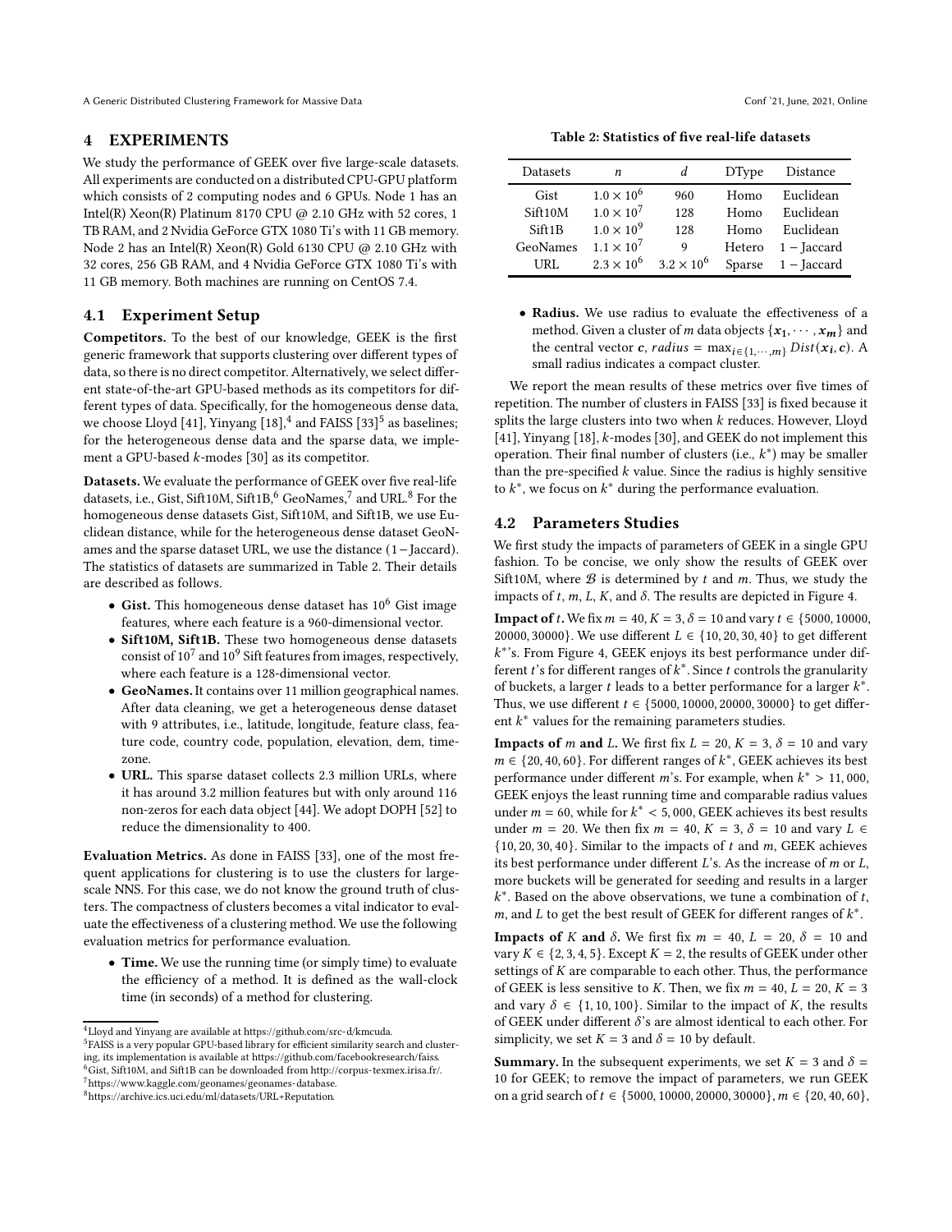## 4 EXPERIMENTS

We study the performance of GEEK over five large-scale datasets. All experiments are conducted on a distributed CPU-GPU platform which consists of 2 computing nodes and 6 GPUs. Node 1 has an Intel(R) Xeon(R) Platinum 8170 CPU @ 2.10 GHz with 52 cores, 1 TB RAM, and 2 Nvidia GeForce GTX 1080 Ti's with 11 GB memory. Node 2 has an Intel(R) Xeon(R) Gold 6130 CPU @ 2.10 GHz with 32 cores, 256 GB RAM, and 4 Nvidia GeForce GTX 1080 Ti's with 11 GB memory. Both machines are running on CentOS 7.4.

### 4.1 Experiment Setup

**Competitors.** To the best of our knowledge, GEEK is the first generic framework that supports clustering over different types of data, so there is no direct competitor. Alternatively, we select different state-of-the-art GPU-based methods as its competitors for different types of data. Specifically, for the homogeneous dense data, we choose Lloyd [41], Yinyang [18],[4] and FAISS [33][5] as baselines; for the heterogeneous dense data and the sparse data, we implement a GPU-based $k$-modes [30] as its competitor.

**Datasets.** We evaluate the performance of GEEK over five real-life datasets, i.e., Gist, Sift10M, Sift1B,[6] GeoNames,[7] and URL.[8] For the homogeneous dense datasets Gist, Sift10M, and Sift1B, we use Euclidean distance, while for the heterogeneous dense dataset GeoNames and the sparse dataset URL, we use the distance $(1 - \text{Jaccard})$. The statistics of datasets are summarized in Table 2. Their details are described as follows.

- **Gist.** This homogeneous dense dataset has $10^6$ Gist image features, where each feature is a 960-dimensional vector.
- **Sift10M, Sift1B.** These two homogeneous dense datasets consist of $10^7$ and $10^9$ Sift features from images, respectively, where each feature is a 128-dimensional vector.
- **GeoNames.** It contains over 11 million geographical names. After data cleaning, we get a heterogeneous dense dataset with 9 attributes, i.e., latitude, longitude, feature class, feature code, country code, population, elevation, dem, timezone.
- **URL.** This sparse dataset collects 2.3 million URLs, where it has around 3.2 million features but with only around 116 non-zeros for each data object [44]. We adopt DOPH [52] to reduce the dimensionality to 400.

**Evaluation Metrics.** As done in FAISS [33], one of the most frequent applications for clustering is to use the clusters for large-scale NNS. For this case, we do not know the ground truth of clusters. The compactness of clusters becomes a vital indicator to evaluate the effectiveness of a clustering method. We use the following evaluation metrics for performance evaluation.

- **Time.** We use the running time (or simply time) to evaluate the efficiency of a method. It is defined as the wall-clock time (in seconds) of a method for clustering.
- **Radius.** We use radius to evaluate the effectiveness of a method. Given a cluster of $m$ data objects $\{\boldsymbol{x_1}, \cdots, \boldsymbol{x_m}\}$ and the central vector $\boldsymbol{c}$, $radius = \max_{i \in \{1,\cdots,m\}} Dist(\boldsymbol{x_i}, \boldsymbol{c})$. A small radius indicates a compact cluster.

**Table 2: Statistics of five real-life datasets**

| Datasets | $n$ | $d$ | DType | Distance |
|---|---|---|---|---|
| Gist | $1.0 \times 10^6$ | 960 | Homo | Euclidean |
| Sift10M | $1.0 \times 10^7$ | 128 | Homo | Euclidean |
| Sift1B | $1.0 \times 10^9$ | 128 | Homo | Euclidean |
| GeoNames | $1.1 \times 10^7$ | 9 | Hetero | $1 - \text{Jaccard}$ |
| URL | $2.3 \times 10^6$ | $3.2 \times 10^6$ | Sparse | $1 - \text{Jaccard}$ |

We report the mean results of these metrics over five times of repetition. The number of clusters in FAISS [33] is fixed because it splits the large clusters into two when $k$ reduces. However, Lloyd [41], Yinyang [18], $k$-modes [30], and GEEK do not implement this operation. Their final number of clusters (i.e., $k^*$) may be smaller than the pre-specified $k$ value. Since the radius is highly sensitive to $k^*$, we focus on $k^*$ during the performance evaluation.

### 4.2 Parameters Studies

We first study the impacts of parameters of GEEK in a single GPU fashion. To be concise, we only show the results of GEEK over Sift10M, where $\mathcal{B}$ is determined by $t$ and $m$. Thus, we study the impacts of $t$, $m$, $L$, $K$, and $\delta$. The results are depicted in Figure 4.

**Impact of $t$.** We fix $m = 40$, $K = 3$, $\delta = 10$ and vary $t \in \{5000, 10000, 20000, 30000\}$. We use different $L \in \{10, 20, 30, 40\}$ to get different $k^*$'s. From Figure 4, GEEK enjoys its best performance under different $t$'s for different ranges of $k^*$. Since $t$ controls the granularity of buckets, a larger $t$ leads to a better performance for a larger $k^*$. Thus, we use different $t \in \{5000, 10000, 20000, 30000\}$ to get different $k^*$ values for the remaining parameters studies.

**Impacts of $m$ and $L$.** We first fix $L = 20$, $K = 3$, $\delta = 10$ and vary $m \in \{20, 40, 60\}$. For different ranges of $k^*$, GEEK achieves its best performance under different $m$'s. For example, when $k^* > 11,000$, GEEK enjoys the least running time and comparable radius values under $m = 60$, while for $k^* < 5,000$, GEEK achieves its best results under $m = 20$. We then fix $m = 40$, $K = 3$, $\delta = 10$ and vary $L \in \{10, 20, 30, 40\}$. Similar to the impacts of $t$ and $m$, GEEK achieves its best performance under different $L$'s. As the increase of $m$ or $L$, more buckets will be generated for seeding and results in a larger $k^*$. Based on the above observations, we tune a combination of $t$, $m$, and $L$ to get the best result of GEEK for different ranges of $k^*$.

**Impacts of $K$ and $\delta$.** We first fix $m = 40$, $L = 20$, $\delta = 10$ and vary $K \in \{2, 3, 4, 5\}$. Except $K = 2$, the results of GEEK under other settings of $K$ are comparable to each other. Thus, the performance of GEEK is less sensitive to $K$. Then, we fix $m = 40$, $L = 20$, $K = 3$ and vary $\delta \in \{1, 10, 100\}$. Similar to the impact of $K$, the results of GEEK under different $\delta$'s are almost identical to each other. For simplicity, we set $K = 3$ and $\delta = 10$ by default.

**Summary.** In the subsequent experiments, we set $K = 3$ and $\delta = 10$ for GEEK; to remove the impact of parameters, we run GEEK on a grid search of $t \in \{5000, 10000, 20000, 30000\}$, $m \in \{20, 40, 60\}$,

---

[4] Lloyd and Yinyang are available at https://github.com/src-d/kmcuda.

[5] FAISS is a very popular GPU-based library for efficient similarity search and clustering, its implementation is available at https://github.com/facebookresearch/faiss.

[6] Gist, Sift10M, and Sift1B can be downloaded from http://corpus-texmex.irisa.fr/.

[7] https://www.kaggle.com/geonames/geonames-database.

[8] https://archive.ics.uci.edu/ml/datasets/URL+Reputation.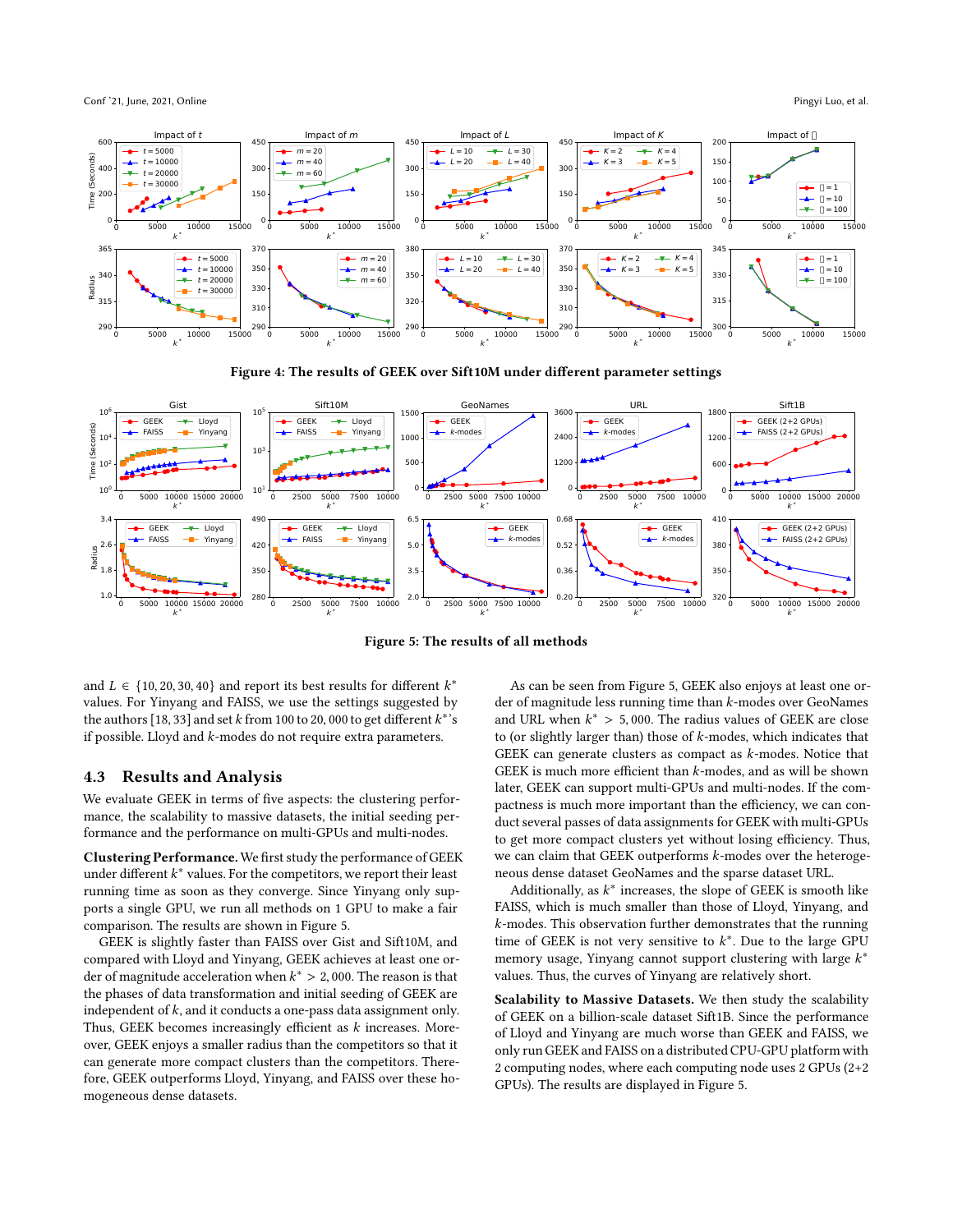Figure 4: The results of GEEK over Sift10M under different parameter settings

Figure 5: The results of all methods

and $L \in \{10, 20, 30, 40\}$ and report its best results for different $k^*$ values. For Yinyang and FAISS, we use the settings suggested by the authors [18, 33] and set $k$ from 100 to 20,000 to get different $k^*$'s if possible. Lloyd and $k$-modes do not require extra parameters.

### 4.3 Results and Analysis

We evaluate GEEK in terms of five aspects: the clustering performance, the scalability to massive datasets, the initial seeding performance and the performance on multi-GPUs and multi-nodes.

**Clustering Performance.** We first study the performance of GEEK under different $k^*$ values. For the competitors, we report their least running time as soon as they converge. Since Yinyang only supports a single GPU, we run all methods on 1 GPU to make a fair comparison. The results are shown in Figure 5.

GEEK is slightly faster than FAISS over Gist and Sift10M, and compared with Lloyd and Yinyang, GEEK achieves at least one order of magnitude acceleration when $k^* > 2,000$. The reason is that the phases of data transformation and initial seeding of GEEK are independent of $k$, and it conducts a one-pass data assignment only. Thus, GEEK becomes increasingly efficient as $k$ increases. Moreover, GEEK enjoys a smaller radius than the competitors so that it can generate more compact clusters than the competitors. Therefore, GEEK outperforms Lloyd, Yinyang, and FAISS over these homogeneous dense datasets.

As can be seen from Figure 5, GEEK also enjoys at least one order of magnitude less running time than $k$-modes over GeoNames and URL when $k^* > 5,000$. The radius values of GEEK are close to (or slightly larger than) those of $k$-modes, which indicates that GEEK can generate clusters as compact as $k$-modes. Notice that GEEK is much more efficient than $k$-modes, and as will be shown later, GEEK can support multi-GPUs and multi-nodes. If the compactness is much more important than the efficiency, we can conduct several passes of data assignments for GEEK with multi-GPUs to get more compact clusters yet without losing efficiency. Thus, we can claim that GEEK outperforms $k$-modes over the heterogeneous dense dataset GeoNames and the sparse dataset URL.

Additionally, as $k^*$ increases, the slope of GEEK is smooth like FAISS, which is much smaller than those of Lloyd, Yinyang, and $k$-modes. This observation further demonstrates that the running time of GEEK is not very sensitive to $k^*$. Due to the large GPU memory usage, Yinyang cannot support clustering with large $k^*$ values. Thus, the curves of Yinyang are relatively short.

**Scalability to Massive Datasets.** We then study the scalability of GEEK on a billion-scale dataset Sift1B. Since the performance of Lloyd and Yinyang are much worse than GEEK and FAISS, we only run GEEK and FAISS on a distributed CPU-GPU platform with 2 computing nodes, where each computing node uses 2 GPUs (2+2 GPUs). The results are displayed in Figure 5.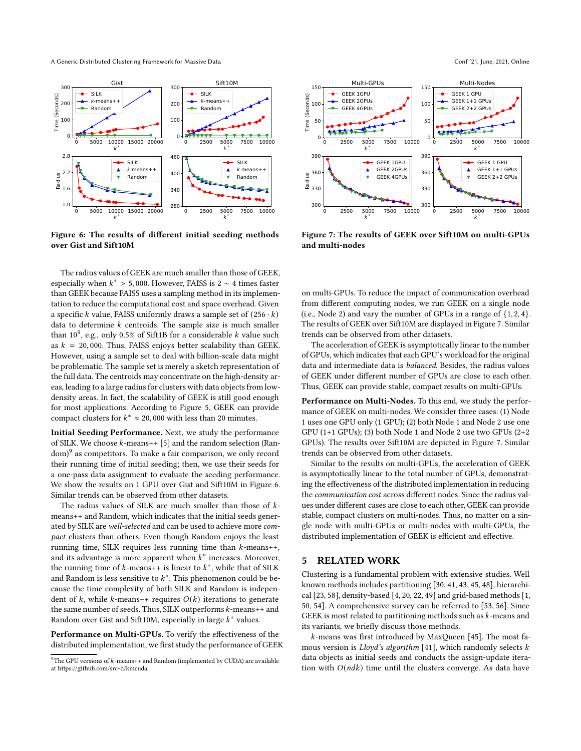Figure 6: The results of different initial seeding methods over Gist and Sift10M

Figure 7: The results of GEEK over Sift10M on multi-GPUs and multi-nodes

The radius values of GEEK are much smaller than those of GEEK, especially when $k^* > 5,000$. However, FAISS is $2 \sim 4$ times faster than GEEK because FAISS uses a sampling method in its implementation to reduce the computational cost and space overhead. Given a specific $k$ value, FAISS uniformly draws a sample set of $(256 \cdot k)$ data to determine $k$ centroids. The sample size is much smaller than $10^9$, e.g., only 0.5% of Sift1B for a considerable $k$ value such as $k = 20,000$. Thus, FAISS enjoys better scalability than GEEK. However, using a sample set to deal with billion-scale data might be problematic. The sample set is merely a sketch representation of the full data. The centroids may concentrate on the high-density areas, leading to a large radius for clusters with data objects from low-density areas. In fact, the scalability of GEEK is still good enough for most applications. According to Figure 5, GEEK can provide compact clusters for $k^* \approx 20,000$ with less than 20 minutes.

**Initial Seeding Performance.** Next, we study the performance of SILK. We choose $k$-means++ [5] and the random selection (Random)[9] as competitors. To make a fair comparison, we only record their running time of initial seeding; then, we use their seeds for a one-pass data assignment to evaluate the seeding performance. We show the results on 1 GPU over Gist and Sift10M in Figure 6. Similar trends can be observed from other datasets.

The radius values of SILK are much smaller than those of $k$-means++ and Random, which indicates that the initial seeds generated by SILK are *well-selected* and can be used to achieve more *compact* clusters than others. Even though Random enjoys the least running time, SILK requires less running time than $k$-means++, and its advantage is more apparent when $k^*$ increases. Moreover, the running time of $k$-means++ is linear to $k^*$, while that of SILK and Random is less sensitive to $k^*$. This phenomenon could be because the time complexity of both SILK and Random is independent of $k$, while $k$-means++ requires $O(k)$ iterations to generate the same number of seeds. Thus, SILK outperforms $k$-means++ and Random over Gist and Sift10M, especially in large $k^*$ values.

**Performance on Multi-GPUs.** To verify the effectiveness of the distributed implementation, we first study the performance of GEEK on multi-GPUs. To reduce the impact of communication overhead from different computing nodes, we run GEEK on a single node (i.e., Node 2) and vary the number of GPUs in a range of $\{1, 2, 4\}$. The results of GEEK over Sift10M are displayed in Figure 7. Similar trends can be observed from other datasets.

The acceleration of GEEK is asymptotically linear to the number of GPUs, which indicates that each GPU's workload for the original data and intermediate data is *balanced*. Besides, the radius values of GEEK under different number of GPUs are close to each other. Thus, GEEK can provide stable, compact results on multi-GPUs.

**Performance on Multi-Nodes.** To this end, we study the performance of GEEK on multi-nodes. We consider three cases: (1) Node 1 uses one GPU only (1 GPU); (2) both Node 1 and Node 2 use one GPU (1+1 GPUs); (3) both Node 1 and Node 2 use two GPUs (2+2 GPUs). The results over Sift10M are depicted in Figure 7. Similar trends can be observed from other datasets.

Similar to the results on multi-GPUs, the acceleration of GEEK is asymptotically linear to the total number of GPUs, demonstrating the effectiveness of the distributed implementation in reducing the *communication cost* across different nodes. Since the radius values under different cases are close to each other, GEEK can provide stable, compact clusters on multi-nodes. Thus, no matter on a single node with multi-GPUs or multi-nodes with multi-GPUs, the distributed implementation of GEEK is efficient and effective.

## 5 RELATED WORK

Clustering is a fundamental problem with extensive studies. Well known methods includes partitioning [30, 41, 43, 45, 48], hierarchical [23, 58], density-based [4, 20, 22, 49] and grid-based methods [1, 50, 54]. A comprehensive survey can be referred to [53, 56]. Since GEEK is most related to partitioning methods such as $k$-means and its variants, we briefly discuss those methods.

$k$-means was first introduced by MaxQueen [45]. The most famous version is *Lloyd's algorithm* [41], which randomly selects $k$ data objects as initial seeds and conducts the assign-update iteration with $O(ndk)$ time until the clusters converge. As data have

[9] The GPU versions of $k$-means++ and Random (implemented by CUDA) are available at https://github.com/src-d/kmcuda.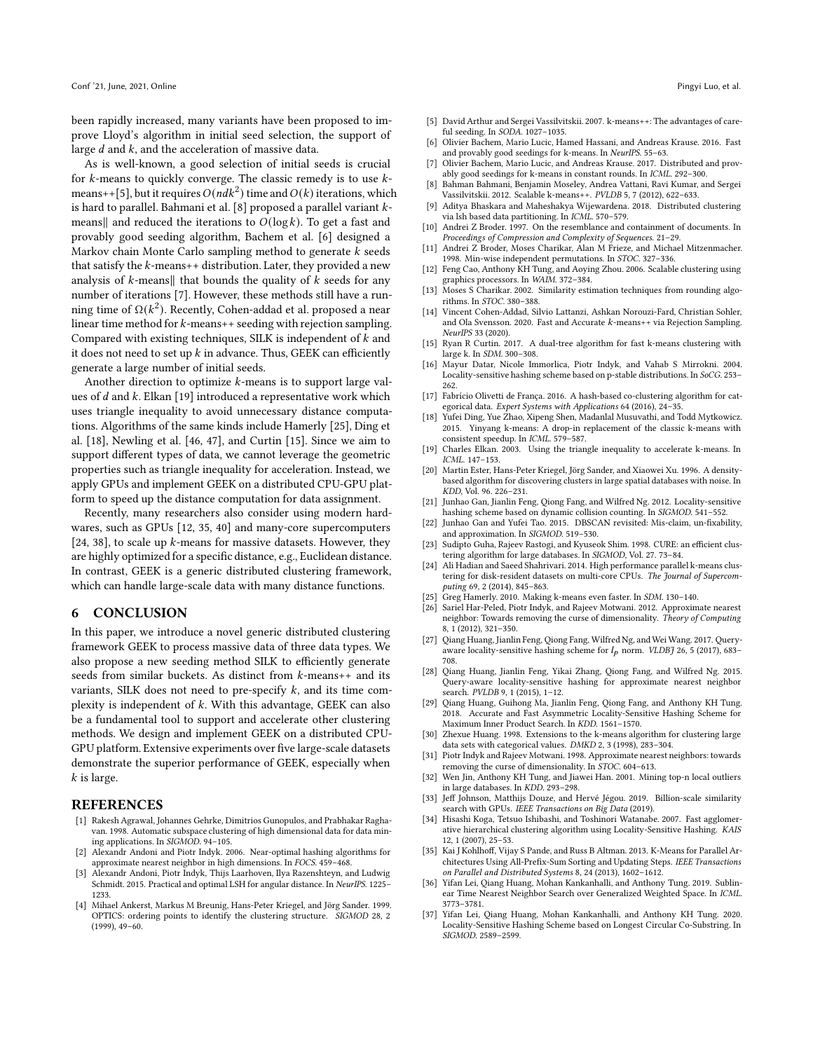been rapidly increased, many variants have been proposed to improve Lloyd's algorithm in initial seed selection, the support of large $d$ and $k$, and the acceleration of massive data.

As is well-known, a good selection of initial seeds is crucial for $k$-means to quickly converge. The classic remedy is to use $k$-means++[5], but it requires $O(ndk^2)$ time and $O(k)$ iterations, which is hard to parallel. Bahmani et al. [8] proposed a parallel variant $k$-means‖ and reduced the iterations to $O(\log k)$. To get a fast and provably good seeding algorithm, Bachem et al. [6] designed a Markov chain Monte Carlo sampling method to generate $k$ seeds that satisfy the $k$-means++ distribution. Later, they provided a new analysis of $k$-means‖ that bounds the quality of $k$ seeds for any number of iterations [7]. However, these methods still have a running time of $\Omega(k^2)$. Recently, Cohen-addad et al. proposed a near linear time method for $k$-means++ seeding with rejection sampling. Compared with existing techniques, SILK is independent of $k$ and it does not need to set up $k$ in advance. Thus, GEEK can efficiently generate a large number of initial seeds.

Another direction to optimize $k$-means is to support large values of $d$ and $k$. Elkan [19] introduced a representative work which uses triangle inequality to avoid unnecessary distance computations. Algorithms of the same kinds include Hamerly [25], Ding et al. [18], Newling et al. [46, 47], and Curtin [15]. Since we aim to support different types of data, we cannot leverage the geometric properties such as triangle inequality for acceleration. Instead, we apply GPUs and implement GEEK on a distributed CPU-GPU platform to speed up the distance computation for data assignment.

Recently, many researchers also consider using modern hardwares, such as GPUs [12, 35, 40] and many-core supercomputers [24, 38], to scale up $k$-means for massive datasets. However, they are highly optimized for a specific distance, e.g., Euclidean distance. In contrast, GEEK is a generic distributed clustering framework, which can handle large-scale data with many distance functions.

## 6 CONCLUSION

In this paper, we introduce a novel generic distributed clustering framework GEEK to process massive data of three data types. We also propose a new seeding method SILK to efficiently generate seeds from similar buckets. As distinct from $k$-means++ and its variants, SILK does not need to pre-specify $k$, and its time complexity is independent of $k$. With this advantage, GEEK can also be a fundamental tool to support and accelerate other clustering methods. We design and implement GEEK on a distributed CPU-GPU platform. Extensive experiments over five large-scale datasets demonstrate the superior performance of GEEK, especially when $k$ is large.

## REFERENCES

- [1] Rakesh Agrawal, Johannes Gehrke, Dimitrios Gunopulos, and Prabhakar Raghavan. 1998. Automatic subspace clustering of high dimensional data for data mining applications. In *SIGMOD*. 94–105.
- [2] Alexandr Andoni and Piotr Indyk. 2006. Near-optimal hashing algorithms for approximate nearest neighbor in high dimensions. In *FOCS*. 459–468.
- [3] Alexandr Andoni, Piotr Indyk, Thijs Laarhoven, Ilya Razenshteyn, and Ludwig Schmidt. 2015. Practical and optimal LSH for angular distance. In *NeurIPS*. 1225–1233.
- [4] Mihael Ankerst, Markus M Breunig, Hans-Peter Kriegel, and Jörg Sander. 1999. OPTICS: ordering points to identify the clustering structure. *SIGMOD* 28, 2 (1999), 49–60.
- [5] David Arthur and Sergei Vassilvitskii. 2007. k-means++: The advantages of careful seeding. In *SODA*. 1027–1035.
- [6] Olivier Bachem, Mario Lucic, Hamed Hassani, and Andreas Krause. 2016. Fast and provably good seedings for k-means. In *NeurIPS*. 55–63.
- [7] Olivier Bachem, Mario Lucic, and Andreas Krause. 2017. Distributed and provably good seedings for k-means in constant rounds. In *ICML*. 292–300.
- [8] Bahman Bahmani, Benjamin Moseley, Andrea Vattani, Ravi Kumar, and Sergei Vassilvitskii. 2012. Scalable k-means++. *PVLDB* 5, 7 (2012), 622–633.
- [9] Aditya Bhaskara and Maheshakya Wijewardena. 2018. Distributed clustering via lsh based data partitioning. In *ICML*. 570–579.
- [10] Andrei Z Broder. 1997. On the resemblance and containment of documents. In *Proceedings of Compression and Complexity of Sequences*. 21–29.
- [11] Andrei Z Broder, Moses Charikar, Alan M Frieze, and Michael Mitzenmacher. 1998. Min-wise independent permutations. In *STOC*. 327–336.
- [12] Feng Cao, Anthony KH Tung, and Aoying Zhou. 2006. Scalable clustering using graphics processors. In *WAIM*. 372–384.
- [13] Moses S Charikar. 2002. Similarity estimation techniques from rounding algorithms. In *STOC*. 380–388.
- [14] Vincent Cohen-Addad, Silvio Lattanzi, Ashkan Norouzi-Fard, Christian Sohler, and Ola Svensson. 2020. Fast and Accurate $k$-means++ via Rejection Sampling. *NeurIPS* 33 (2020).
- [15] Ryan R Curtin. 2017. A dual-tree algorithm for fast k-means clustering with large k. In *SDM*. 300–308.
- [16] Mayur Datar, Nicole Immorlica, Piotr Indyk, and Vahab S Mirrokni. 2004. Locality-sensitive hashing scheme based on p-stable distributions. In *SoCG*. 253–262.
- [17] Fabrício Olivetti de França. 2016. A hash-based co-clustering algorithm for categorical data. *Expert Systems with Applications* 64 (2016), 24–35.
- [18] Yufei Ding, Yue Zhao, Xipeng Shen, Madanlal Musuvathi, and Todd Mytkowicz. 2015. Yinyang k-means: A drop-in replacement of the classic k-means with consistent speedup. In *ICML*. 579–587.
- [19] Charles Elkan. 2003. Using the triangle inequality to accelerate k-means. In *ICML*. 147–153.
- [20] Martin Ester, Hans-Peter Kriegel, Jörg Sander, and Xiaowei Xu. 1996. A density-based algorithm for discovering clusters in large spatial databases with noise. In *KDD*, Vol. 96. 226–231.
- [21] Junhao Gan, Jianlin Feng, Qiong Fang, and Wilfred Ng. 2012. Locality-sensitive hashing scheme based on dynamic collision counting. In *SIGMOD*. 541–552.
- [22] Junhao Gan and Yufei Tao. 2015. DBSCAN revisited: Mis-claim, un-fixability, and approximation. In *SIGMOD*. 519–530.
- [23] Sudipto Guha, Rajeev Rastogi, and Kyuseok Shim. 1998. CURE: an efficient clustering algorithm for large databases. In *SIGMOD*, Vol. 27. 73–84.
- [24] Ali Hadian and Saeed Shahrivari. 2014. High performance parallel k-means clustering for disk-resident datasets on multi-core CPUs. *The Journal of Supercomputing* 69, 2 (2014), 845–863.
- [25] Greg Hamerly. 2010. Making k-means even faster. In *SDM*. 130–140.
- [26] Sariel Har-Peled, Piotr Indyk, and Rajeev Motwani. 2012. Approximate nearest neighbor: Towards removing the curse of dimensionality. *Theory of Computing* 8, 1 (2012), 321–350.
- [27] Qiang Huang, Jianlin Feng, Qiong Fang, Wilfred Ng, and Wei Wang. 2017. Query-aware locality-sensitive hashing scheme for $l_p$ norm. *VLDBJ* 26, 5 (2017), 683–708.
- [28] Qiang Huang, Jianlin Feng, Yikai Zhang, Qiong Fang, and Wilfred Ng. 2015. Query-aware locality-sensitive hashing for approximate nearest neighbor search. *PVLDB* 9, 1 (2015), 1–12.
- [29] Qiang Huang, Guihong Ma, Jianlin Feng, Qiong Fang, and Anthony KH Tung. 2018. Accurate and Fast Asymmetric Locality-Sensitive Hashing Scheme for Maximum Inner Product Search. In *KDD*. 1561–1570.
- [30] Zhexue Huang. 1998. Extensions to the k-means algorithm for clustering large data sets with categorical values. *DMKD* 2, 3 (1998), 283–304.
- [31] Piotr Indyk and Rajeev Motwani. 1998. Approximate nearest neighbors: towards removing the curse of dimensionality. In *STOC*. 604–613.
- [32] Wen Jin, Anthony KH Tung, and Jiawei Han. 2001. Mining top-n local outliers in large databases. In *KDD*. 293–298.
- [33] Jeff Johnson, Matthijs Douze, and Hervé Jégou. 2019. Billion-scale similarity search with GPUs. *IEEE Transactions on Big Data* (2019).
- [34] Hisashi Koga, Tetsuo Ishibashi, and Toshinori Watanabe. 2007. Fast agglomerative hierarchical clustering algorithm using Locality-Sensitive Hashing. *KAIS* 12, 1 (2007), 25–53.
- [35] Kai J Kohlhoff, Vijay S Pande, and Russ B Altman. 2013. K-Means for Parallel Architectures Using All-Prefix-Sum Sorting and Updating Steps. *IEEE Transactions on Parallel and Distributed Systems* 8, 24 (2013), 1602–1612.
- [36] Yifan Lei, Qiang Huang, Mohan Kankanhalli, and Anthony Tung. 2019. Sublinear Time Nearest Neighbor Search over Generalized Weighted Space. In *ICML*. 3773–3781.
- [37] Yifan Lei, Qiang Huang, Mohan Kankanhalli, and Anthony KH Tung. 2020. Locality-Sensitive Hashing Scheme based on Longest Circular Co-Substring. In *SIGMOD*. 2589–2599.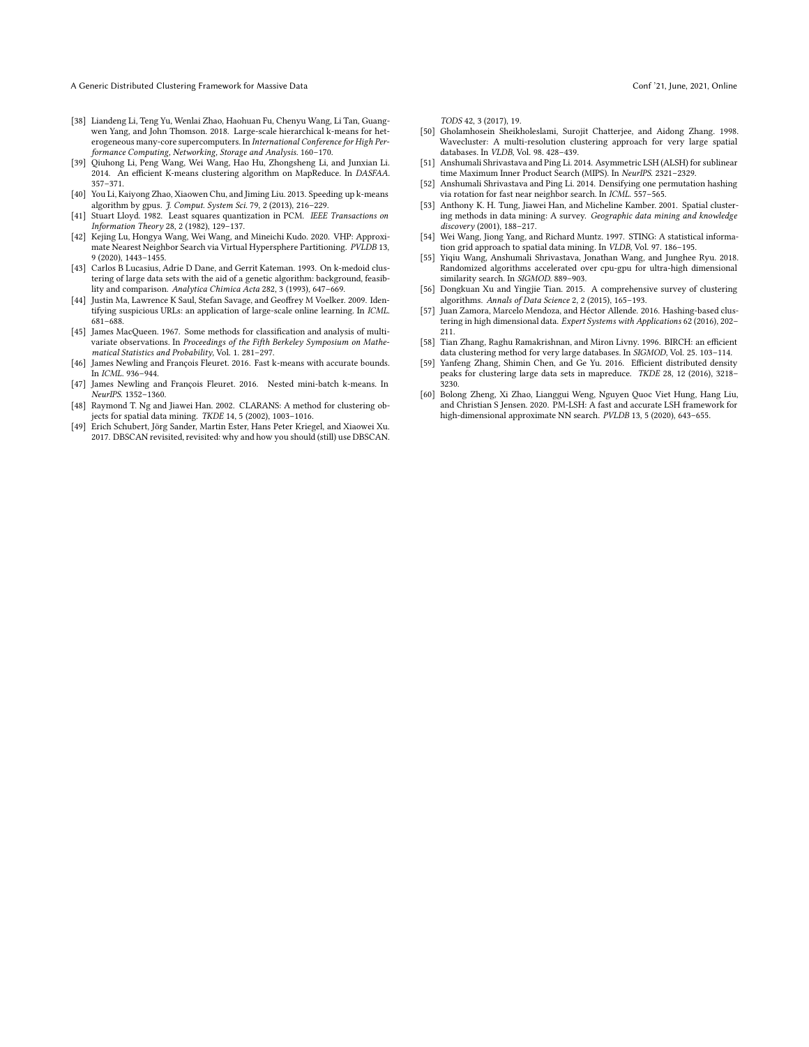[38] Liandeng Li, Teng Yu, Wenlai Zhao, Haohuan Fu, Chenyu Wang, Li Tan, Guangwen Yang, and John Thomson. 2018. Large-scale hierarchical k-means for heterogeneous many-core supercomputers. In *International Conference for High Performance Computing, Networking, Storage and Analysis*. 160–170.

[39] Qiuhong Li, Peng Wang, Wei Wang, Hao Hu, Zhongsheng Li, and Junxian Li. 2014. An efficient K-means clustering algorithm on MapReduce. In *DASFAA*. 357–371.

[40] You Li, Kaiyong Zhao, Xiaowen Chu, and Jiming Liu. 2013. Speeding up k-means algorithm by gpus. *J. Comput. System Sci.* 79, 2 (2013), 216–229.

[41] Stuart Lloyd. 1982. Least squares quantization in PCM. *IEEE Transactions on Information Theory* 28, 2 (1982), 129–137.

[42] Kejing Lu, Hongya Wang, Wei Wang, and Mineichi Kudo. 2020. VHP: Approximate Nearest Neighbor Search via Virtual Hypersphere Partitioning. *PVLDB* 13, 9 (2020), 1443–1455.

[43] Carlos B Lucasius, Adrie D Dane, and Gerrit Kateman. 1993. On k-medoid clustering of large data sets with the aid of a genetic algorithm: background, feasibility and comparison. *Analytica Chimica Acta* 282, 3 (1993), 647–669.

[44] Justin Ma, Lawrence K Saul, Stefan Savage, and Geoffrey M Voelker. 2009. Identifying suspicious URLs: an application of large-scale online learning. In *ICML*. 681–688.

[45] James MacQueen. 1967. Some methods for classification and analysis of multivariate observations. In *Proceedings of the Fifth Berkeley Symposium on Mathematical Statistics and Probability*, Vol. 1. 281–297.

[46] James Newling and François Fleuret. 2016. Fast k-means with accurate bounds. In *ICML*. 936–944.

[47] James Newling and François Fleuret. 2016. Nested mini-batch k-means. In *NeurIPS*. 1352–1360.

[48] Raymond T. Ng and Jiawei Han. 2002. CLARANS: A method for clustering objects for spatial data mining. *TKDE* 14, 5 (2002), 1003–1016.

[49] Erich Schubert, Jörg Sander, Martin Ester, Hans Peter Kriegel, and Xiaowei Xu. 2017. DBSCAN revisited, revisited: why and how you should (still) use DBSCAN. *TODS* 42, 3 (2017), 19.

[50] Gholamhosein Sheikholeslami, Surojit Chatterjee, and Aidong Zhang. 1998. Wavecluster: A multi-resolution clustering approach for very large spatial databases. In *VLDB*, Vol. 98. 428–439.

[51] Anshumali Shrivastava and Ping Li. 2014. Asymmetric LSH (ALSH) for sublinear time Maximum Inner Product Search (MIPS). In *NeurIPS*. 2321–2329.

[52] Anshumali Shrivastava and Ping Li. 2014. Densifying one permutation hashing via rotation for fast near neighbor search. In *ICML*. 557–565.

[53] Anthony K. H. Tung, Jiawei Han, and Micheline Kamber. 2001. Spatial clustering methods in data mining: A survey. *Geographic data mining and knowledge discovery* (2001), 188–217.

[54] Wei Wang, Jiong Yang, and Richard Muntz. 1997. STING: A statistical information grid approach to spatial data mining. In *VLDB*, Vol. 97. 186–195.

[55] Yiqiu Wang, Anshumali Shrivastava, Jonathan Wang, and Junghee Ryu. 2018. Randomized algorithms accelerated over cpu-gpu for ultra-high dimensional similarity search. In *SIGMOD*. 889–903.

[56] Dongkuan Xu and Yingjie Tian. 2015. A comprehensive survey of clustering algorithms. *Annals of Data Science* 2, 2 (2015), 165–193.

[57] Juan Zamora, Marcelo Mendoza, and Héctor Allende. 2016. Hashing-based clustering in high dimensional data. *Expert Systems with Applications* 62 (2016), 202–211.

[58] Tian Zhang, Raghu Ramakrishnan, and Miron Livny. 1996. BIRCH: an efficient data clustering method for very large databases. In *SIGMOD*, Vol. 25. 103–114.

[59] Yanfeng Zhang, Shimin Chen, and Ge Yu. 2016. Efficient distributed density peaks for clustering large data sets in mapreduce. *TKDE* 28, 12 (2016), 3218–3230.

[60] Bolong Zheng, Xi Zhao, Lianggui Weng, Nguyen Quoc Viet Hung, Hang Liu, and Christian S Jensen. 2020. PM-LSH: A fast and accurate LSH framework for high-dimensional approximate NN search. *PVLDB* 13, 5 (2020), 643–655.